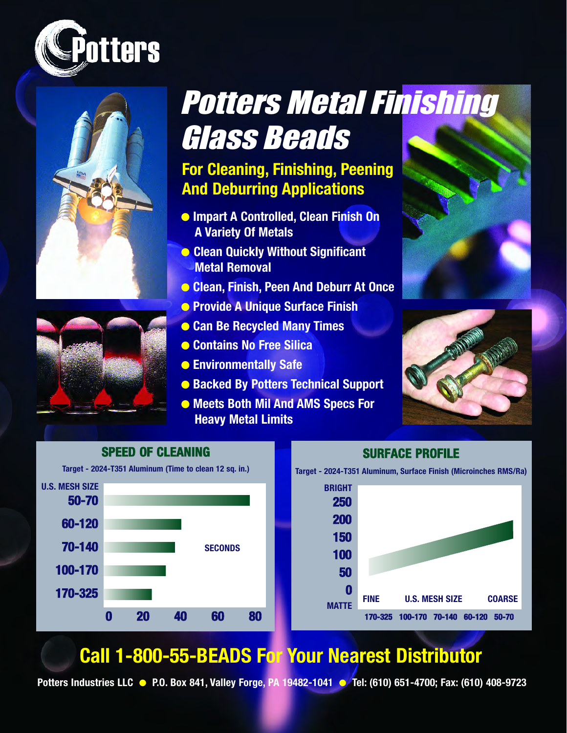Potters

# *Potters Metal Finishing Glass Beads*

## For Cleaning, Finishing, Peening And Deburring Applications

- Impart A Controlled, Clean Finish On A Variety Of Metals
- Clean Quickly Without Significant Metal Removal
- Clean, Finish, Peen And Deburr At Once
- Provide A Unique Surface Finish
- Can Be Recycled Many Times
- Contains No Free Silica
- Environmentally Safe
- Backed By Potters Technical Support
- Meets Both Mil And AMS Specs For Heavy Metal Limits

### SPEED OF CLEANING

Target - 2024-T351 Aluminum (Time to clean 12 sq. in.)

U.S. MESH SIZE: 50-70, 60-120, 70-140, 100-170, 170-325

SECONDS: 0, 20, 40, 60, 80

### SURFACE PROFILE

Target - 2024-T351 Aluminum, Surface Finish (Microinches RMS/Ra)

BRIGHT: 250, 200, 150, 100, 50, 0 MATTE

FINE — U.S. MESH SIZE — COARSE

170-325, 100-170, 70-140, 60-120, 50-70

## Call 1-800-55-BEADS For Your Nearest Distributor

Potters Industries LLC ● P.O. Box 841, Valley Forge, PA 19482-1041 ● Tel: (610) 651-4700; Fax: (610) 408-9723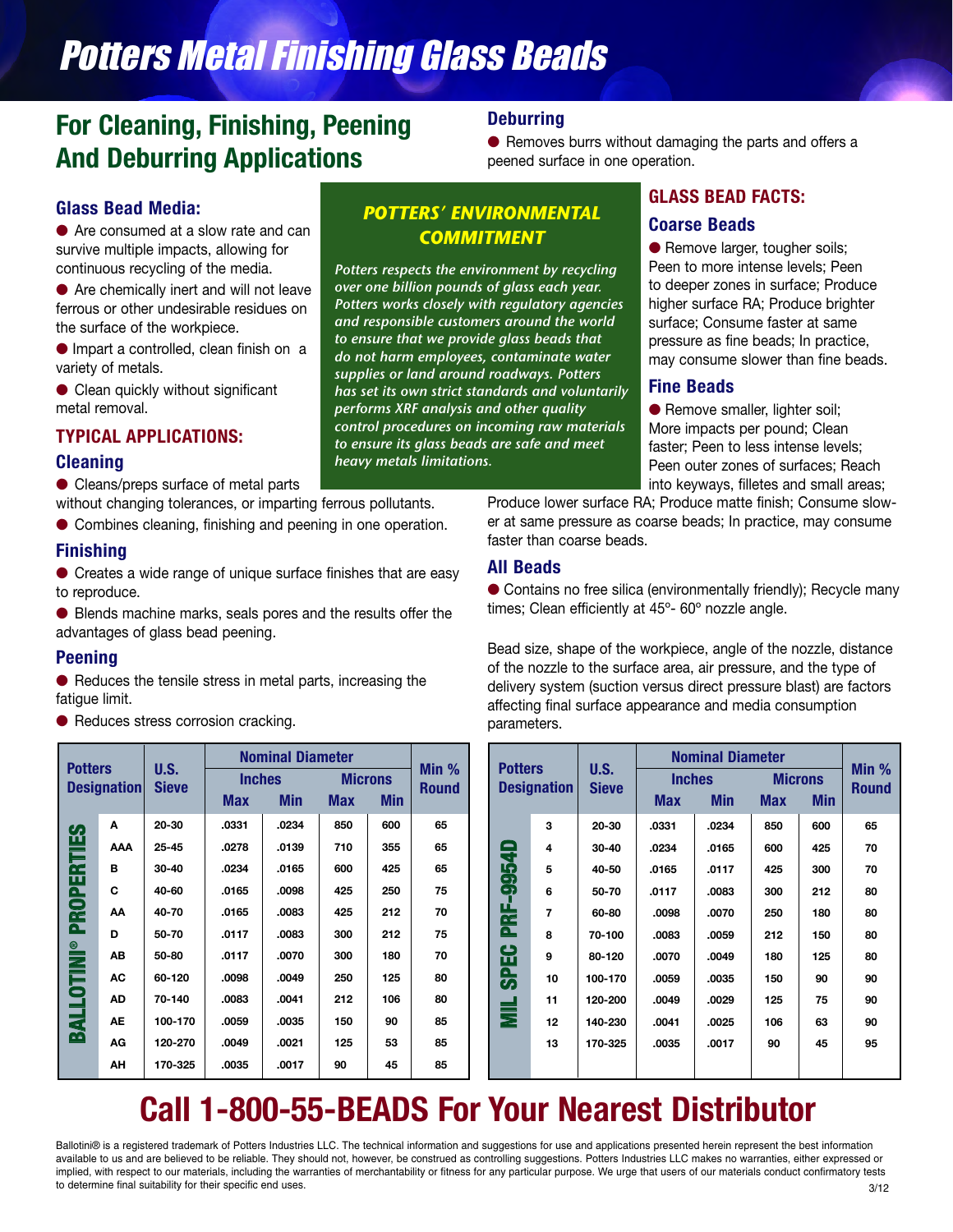# Potters Metal Finishing Glass Beads

## For Cleaning, Finishing, Peening And Deburring Applications

### Glass Bead Media:

- Are consumed at a slow rate and can survive multiple impacts, allowing for continuous recycling of the media.
- Are chemically inert and will not leave ferrous or other undesirable residues on the surface of the workpiece.
- Impart a controlled, clean finish on a variety of metals.
- Clean quickly without significant metal removal.

### TYPICAL APPLICATIONS:

### Cleaning

- Cleans/preps surface of metal parts without changing tolerances, or imparting ferrous pollutants.
- Combines cleaning, finishing and peening in one operation.

### Finishing

- Creates a wide range of unique surface finishes that are easy to reproduce.
- Blends machine marks, seals pores and the results offer the advantages of glass bead peening.

### Peening

- Reduces the tensile stress in metal parts, increasing the fatigue limit.
- Reduces stress corrosion cracking.

### Deburring

- Removes burrs without damaging the parts and offers a peened surface in one operation.

### *POTTERS' ENVIRONMENTAL COMMITMENT*

*Potters respects the environment by recycling over one billion pounds of glass each year. Potters works closely with regulatory agencies and responsible customers around the world to ensure that we provide glass beads that do not harm employees, contaminate water supplies or land around roadways. Potters has set its own strict standards and voluntarily performs XRF analysis and other quality control procedures on incoming raw materials to ensure its glass beads are safe and meet heavy metals limitations.*

### GLASS BEAD FACTS:

### Coarse Beads

- Remove larger, tougher soils; Peen to more intense levels; Peen to deeper zones in surface; Produce higher surface RA; Produce brighter surface; Consume faster at same pressure as fine beads; In practice, may consume slower than fine beads.

### Fine Beads

- Remove smaller, lighter soil; More impacts per pound; Clean faster; Peen to less intense levels; Peen outer zones of surfaces; Reach into keyways, filletes and small areas; Produce lower surface RA; Produce matte finish; Consume slower at same pressure as coarse beads; In practice, may consume faster than coarse beads.

### All Beads

- Contains no free silica (environmentally friendly); Recycle many times; Clean efficiently at 45º- 60º nozzle angle.

Bead size, shape of the workpiece, angle of the nozzle, distance of the nozzle to the surface area, air pressure, and the type of delivery system (suction versus direct pressure blast) are factors affecting final surface appearance and media consumption parameters.

**BALLOTINI® PROPERTIES**

| Potters Designation | U.S. Sieve | Nominal Diameter | | | | Min % Round |
|---|---|---|---|---|---|---|
| | | Inches | | Microns | | |
| | | Max | Min | Max | Min | |
| A | 20-30 | .0331 | .0234 | 850 | 600 | 65 |
| AAA | 25-45 | .0278 | .0139 | 710 | 355 | 65 |
| B | 30-40 | .0234 | .0165 | 600 | 425 | 65 |
| C | 40-60 | .0165 | .0098 | 425 | 250 | 75 |
| AA | 40-70 | .0165 | .0083 | 425 | 212 | 70 |
| D | 50-70 | .0117 | .0083 | 300 | 212 | 75 |
| AB | 50-80 | .0117 | .0070 | 300 | 180 | 70 |
| AC | 60-120 | .0098 | .0049 | 250 | 125 | 80 |
| AD | 70-140 | .0083 | .0041 | 212 | 106 | 80 |
| AE | 100-170 | .0059 | .0035 | 150 | 90 | 85 |
| AG | 120-270 | .0049 | .0021 | 125 | 53 | 85 |
| AH | 170-325 | .0035 | .0017 | 90 | 45 | 85 |

**MIL SPEC PRF-9954D**

| Potters Designation | U.S. Sieve | Nominal Diameter | | | | Min % Round |
|---|---|---|---|---|---|---|
| | | Inches | | Microns | | |
| | | Max | Min | Max | Min | |
| 3 | 20-30 | .0331 | .0234 | 850 | 600 | 65 |
| 4 | 30-40 | .0234 | .0165 | 600 | 425 | 70 |
| 5 | 40-50 | .0165 | .0117 | 425 | 300 | 70 |
| 6 | 50-70 | .0117 | .0083 | 300 | 212 | 80 |
| 7 | 60-80 | .0098 | .0070 | 250 | 180 | 80 |
| 8 | 70-100 | .0083 | .0059 | 212 | 150 | 80 |
| 9 | 80-120 | .0070 | .0049 | 180 | 125 | 80 |
| 10 | 100-170 | .0059 | .0035 | 150 | 90 | 90 |
| 11 | 120-200 | .0049 | .0029 | 125 | 75 | 90 |
| 12 | 140-230 | .0041 | .0025 | 106 | 63 | 90 |
| 13 | 170-325 | .0035 | .0017 | 90 | 45 | 95 |

## Call 1-800-55-BEADS For Your Nearest Distributor

Ballotini® is a registered trademark of Potters Industries LLC. The technical information and suggestions for use and applications presented herein represent the best information available to us and are believed to be reliable. They should not, however, be construed as controlling suggestions. Potters Industries LLC makes no warranties, either expressed or implied, with respect to our materials, including the warranties of merchantability or fitness for any particular purpose. We urge that users of our materials conduct confirmatory tests to determine final suitability for their specific end uses.

3/12